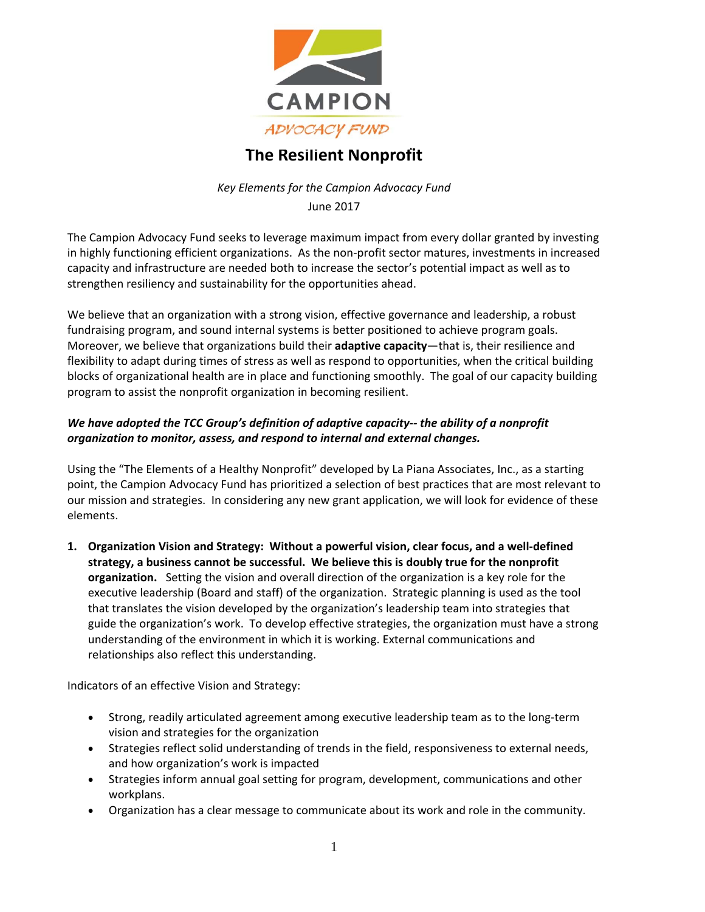# The Resilient Nonprofit

*Key Elements for the Campion Advocacy Fund*

June 2017

The Campion Advocacy Fund seeks to leverage maximum impact from every dollar granted by investing in highly functioning efficient organizations. As the non-profit sector matures, investments in increased capacity and infrastructure are needed both to increase the sector's potential impact as well as to strengthen resiliency and sustainability for the opportunities ahead.

We believe that an organization with a strong vision, effective governance and leadership, a robust fundraising program, and sound internal systems is better positioned to achieve program goals. Moreover, we believe that organizations build their **adaptive capacity**—that is, their resilience and flexibility to adapt during times of stress as well as respond to opportunities, when the critical building blocks of organizational health are in place and functioning smoothly. The goal of our capacity building program to assist the nonprofit organization in becoming resilient.

***We have adopted the TCC Group's definition of adaptive capacity-- the ability of a nonprofit organization to monitor, assess, and respond to internal and external changes.***

Using the "The Elements of a Healthy Nonprofit" developed by La Piana Associates, Inc., as a starting point, the Campion Advocacy Fund has prioritized a selection of best practices that are most relevant to our mission and strategies. In considering any new grant application, we will look for evidence of these elements.

1. **Organization Vision and Strategy: Without a powerful vision, clear focus, and a well-defined strategy, a business cannot be successful. We believe this is doubly true for the nonprofit organization.** Setting the vision and overall direction of the organization is a key role for the executive leadership (Board and staff) of the organization. Strategic planning is used as the tool that translates the vision developed by the organization's leadership team into strategies that guide the organization's work. To develop effective strategies, the organization must have a strong understanding of the environment in which it is working. External communications and relationships also reflect this understanding.

Indicators of an effective Vision and Strategy:

- Strong, readily articulated agreement among executive leadership team as to the long-term vision and strategies for the organization
- Strategies reflect solid understanding of trends in the field, responsiveness to external needs, and how organization's work is impacted
- Strategies inform annual goal setting for program, development, communications and other workplans.
- Organization has a clear message to communicate about its work and role in the community.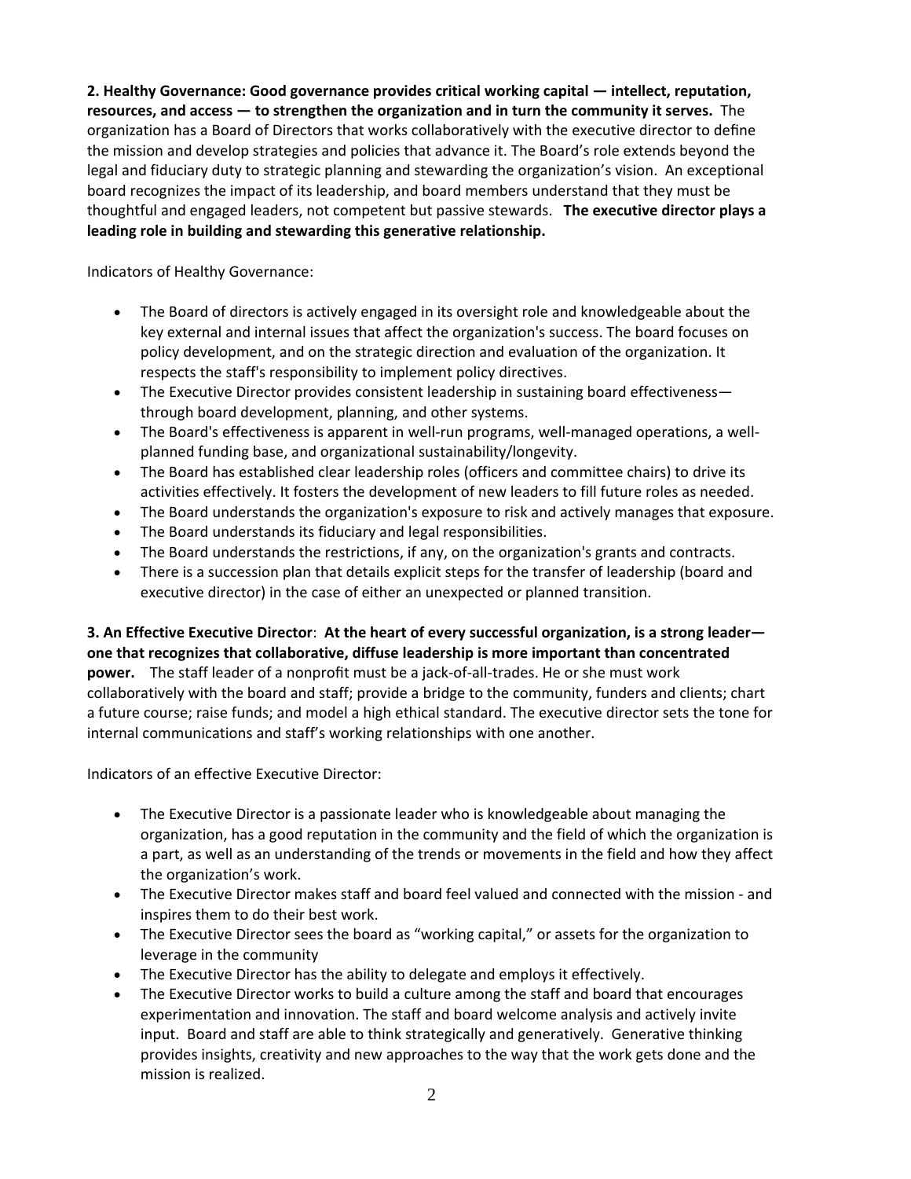**2. Healthy Governance: Good governance provides critical working capital — intellect, reputation, resources, and access — to strengthen the organization and in turn the community it serves.** The organization has a Board of Directors that works collaboratively with the executive director to define the mission and develop strategies and policies that advance it. The Board's role extends beyond the legal and fiduciary duty to strategic planning and stewarding the organization's vision. An exceptional board recognizes the impact of its leadership, and board members understand that they must be thoughtful and engaged leaders, not competent but passive stewards. **The executive director plays a leading role in building and stewarding this generative relationship.**

Indicators of Healthy Governance:

- The Board of directors is actively engaged in its oversight role and knowledgeable about the key external and internal issues that affect the organization's success. The board focuses on policy development, and on the strategic direction and evaluation of the organization. It respects the staff's responsibility to implement policy directives.
- The Executive Director provides consistent leadership in sustaining board effectiveness—through board development, planning, and other systems.
- The Board's effectiveness is apparent in well-run programs, well-managed operations, a well-planned funding base, and organizational sustainability/longevity.
- The Board has established clear leadership roles (officers and committee chairs) to drive its activities effectively. It fosters the development of new leaders to fill future roles as needed.
- The Board understands the organization's exposure to risk and actively manages that exposure.
- The Board understands its fiduciary and legal responsibilities.
- The Board understands the restrictions, if any, on the organization's grants and contracts.
- There is a succession plan that details explicit steps for the transfer of leadership (board and executive director) in the case of either an unexpected or planned transition.

**3. An Effective Executive Director**: **At the heart of every successful organization, is a strong leader—one that recognizes that collaborative, diffuse leadership is more important than concentrated power.** The staff leader of a nonprofit must be a jack-of-all-trades. He or she must work collaboratively with the board and staff; provide a bridge to the community, funders and clients; chart a future course; raise funds; and model a high ethical standard. The executive director sets the tone for internal communications and staff's working relationships with one another.

Indicators of an effective Executive Director:

- The Executive Director is a passionate leader who is knowledgeable about managing the organization, has a good reputation in the community and the field of which the organization is a part, as well as an understanding of the trends or movements in the field and how they affect the organization's work.
- The Executive Director makes staff and board feel valued and connected with the mission - and inspires them to do their best work.
- The Executive Director sees the board as "working capital," or assets for the organization to leverage in the community
- The Executive Director has the ability to delegate and employs it effectively.
- The Executive Director works to build a culture among the staff and board that encourages experimentation and innovation. The staff and board welcome analysis and actively invite input. Board and staff are able to think strategically and generatively. Generative thinking provides insights, creativity and new approaches to the way that the work gets done and the mission is realized.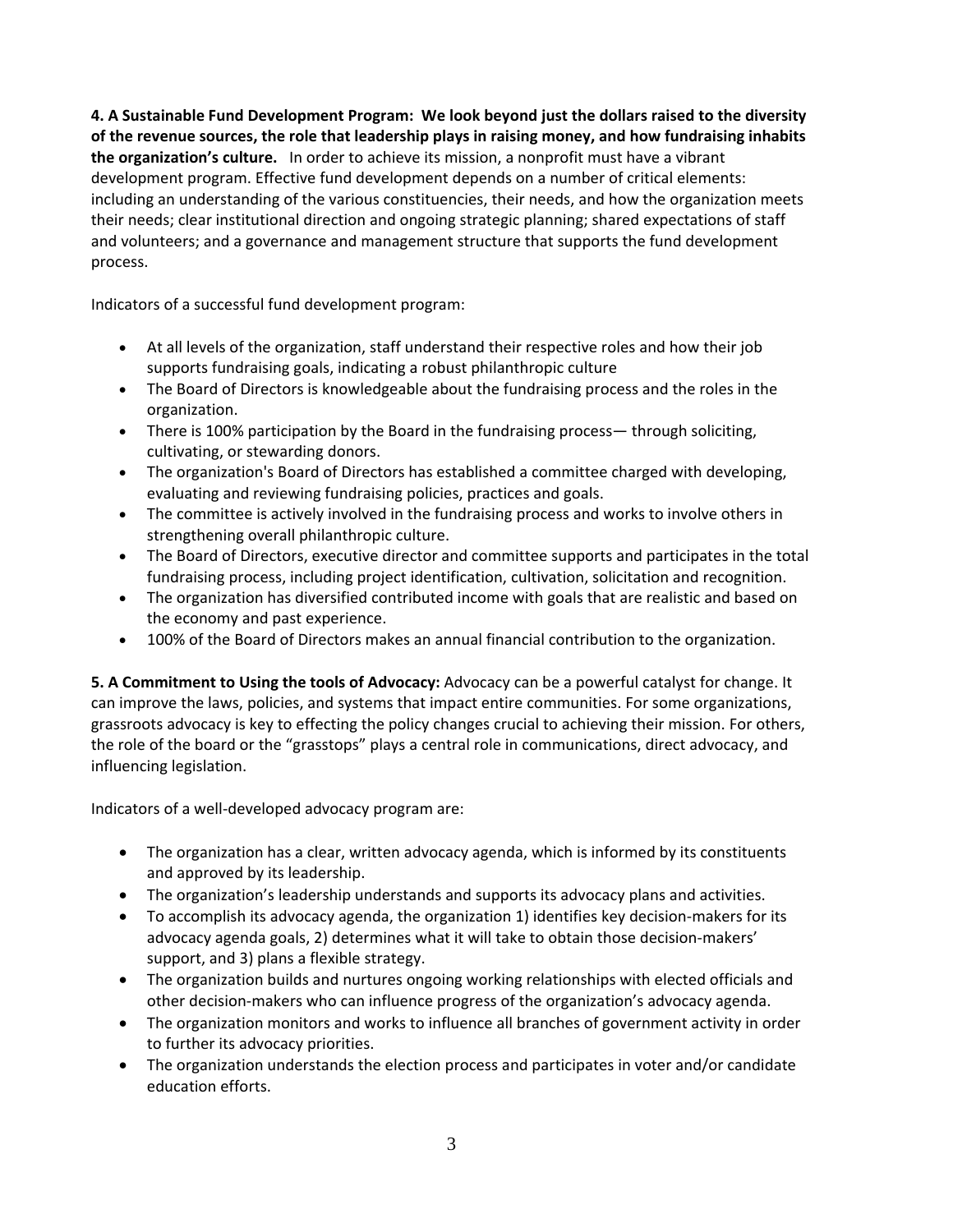**4. A Sustainable Fund Development Program: We look beyond just the dollars raised to the diversity of the revenue sources, the role that leadership plays in raising money, and how fundraising inhabits the organization's culture.** In order to achieve its mission, a nonprofit must have a vibrant development program. Effective fund development depends on a number of critical elements: including an understanding of the various constituencies, their needs, and how the organization meets their needs; clear institutional direction and ongoing strategic planning; shared expectations of staff and volunteers; and a governance and management structure that supports the fund development process.

Indicators of a successful fund development program:

- At all levels of the organization, staff understand their respective roles and how their job supports fundraising goals, indicating a robust philanthropic culture
- The Board of Directors is knowledgeable about the fundraising process and the roles in the organization.
- There is 100% participation by the Board in the fundraising process— through soliciting, cultivating, or stewarding donors.
- The organization's Board of Directors has established a committee charged with developing, evaluating and reviewing fundraising policies, practices and goals.
- The committee is actively involved in the fundraising process and works to involve others in strengthening overall philanthropic culture.
- The Board of Directors, executive director and committee supports and participates in the total fundraising process, including project identification, cultivation, solicitation and recognition.
- The organization has diversified contributed income with goals that are realistic and based on the economy and past experience.
- 100% of the Board of Directors makes an annual financial contribution to the organization.

**5. A Commitment to Using the tools of Advocacy:** Advocacy can be a powerful catalyst for change. It can improve the laws, policies, and systems that impact entire communities. For some organizations, grassroots advocacy is key to effecting the policy changes crucial to achieving their mission. For others, the role of the board or the "grasstops" plays a central role in communications, direct advocacy, and influencing legislation.

Indicators of a well-developed advocacy program are:

- The organization has a clear, written advocacy agenda, which is informed by its constituents and approved by its leadership.
- The organization's leadership understands and supports its advocacy plans and activities.
- To accomplish its advocacy agenda, the organization 1) identifies key decision-makers for its advocacy agenda goals, 2) determines what it will take to obtain those decision-makers' support, and 3) plans a flexible strategy.
- The organization builds and nurtures ongoing working relationships with elected officials and other decision-makers who can influence progress of the organization's advocacy agenda.
- The organization monitors and works to influence all branches of government activity in order to further its advocacy priorities.
- The organization understands the election process and participates in voter and/or candidate education efforts.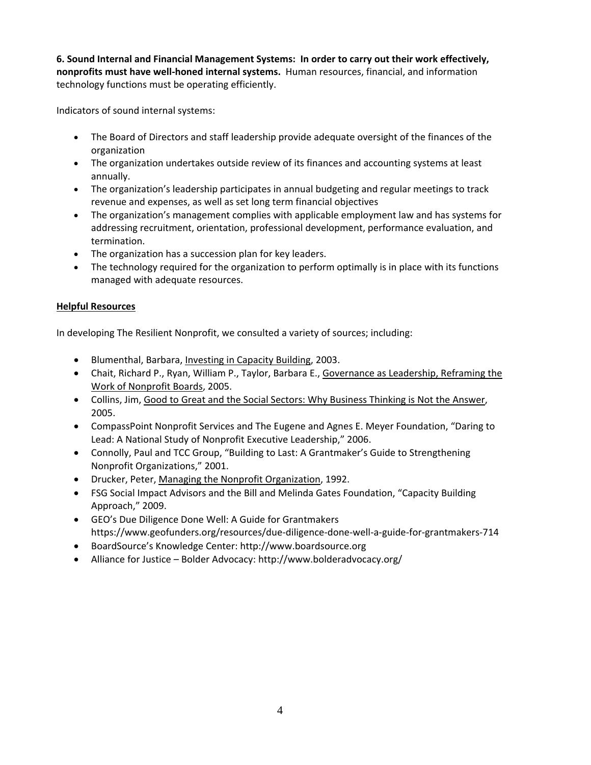**6. Sound Internal and Financial Management Systems: In order to carry out their work effectively, nonprofits must have well-honed internal systems.** Human resources, financial, and information technology functions must be operating efficiently.

Indicators of sound internal systems:

- The Board of Directors and staff leadership provide adequate oversight of the finances of the organization
- The organization undertakes outside review of its finances and accounting systems at least annually.
- The organization's leadership participates in annual budgeting and regular meetings to track revenue and expenses, as well as set long term financial objectives
- The organization's management complies with applicable employment law and has systems for addressing recruitment, orientation, professional development, performance evaluation, and termination.
- The organization has a succession plan for key leaders.
- The technology required for the organization to perform optimally is in place with its functions managed with adequate resources.

**<u>Helpful Resources</u>**

In developing The Resilient Nonprofit, we consulted a variety of sources; including:

- Blumenthal, Barbara, <u>Investing in Capacity Building</u>, 2003.
- Chait, Richard P., Ryan, William P., Taylor, Barbara E., <u>Governance as Leadership, Reframing the Work of Nonprofit Boards</u>, 2005.
- Collins, Jim, <u>Good to Great and the Social Sectors: Why Business Thinking is Not the Answer</u>, 2005.
- CompassPoint Nonprofit Services and The Eugene and Agnes E. Meyer Foundation, "Daring to Lead: A National Study of Nonprofit Executive Leadership," 2006.
- Connolly, Paul and TCC Group, "Building to Last: A Grantmaker's Guide to Strengthening Nonprofit Organizations," 2001.
- Drucker, Peter, <u>Managing the Nonprofit Organization</u>, 1992.
- FSG Social Impact Advisors and the Bill and Melinda Gates Foundation, "Capacity Building Approach," 2009.
- GEO's Due Diligence Done Well: A Guide for Grantmakers https://www.geofunders.org/resources/due-diligence-done-well-a-guide-for-grantmakers-714
- BoardSource's Knowledge Center: http://www.boardsource.org
- Alliance for Justice – Bolder Advocacy: http://www.bolderadvocacy.org/